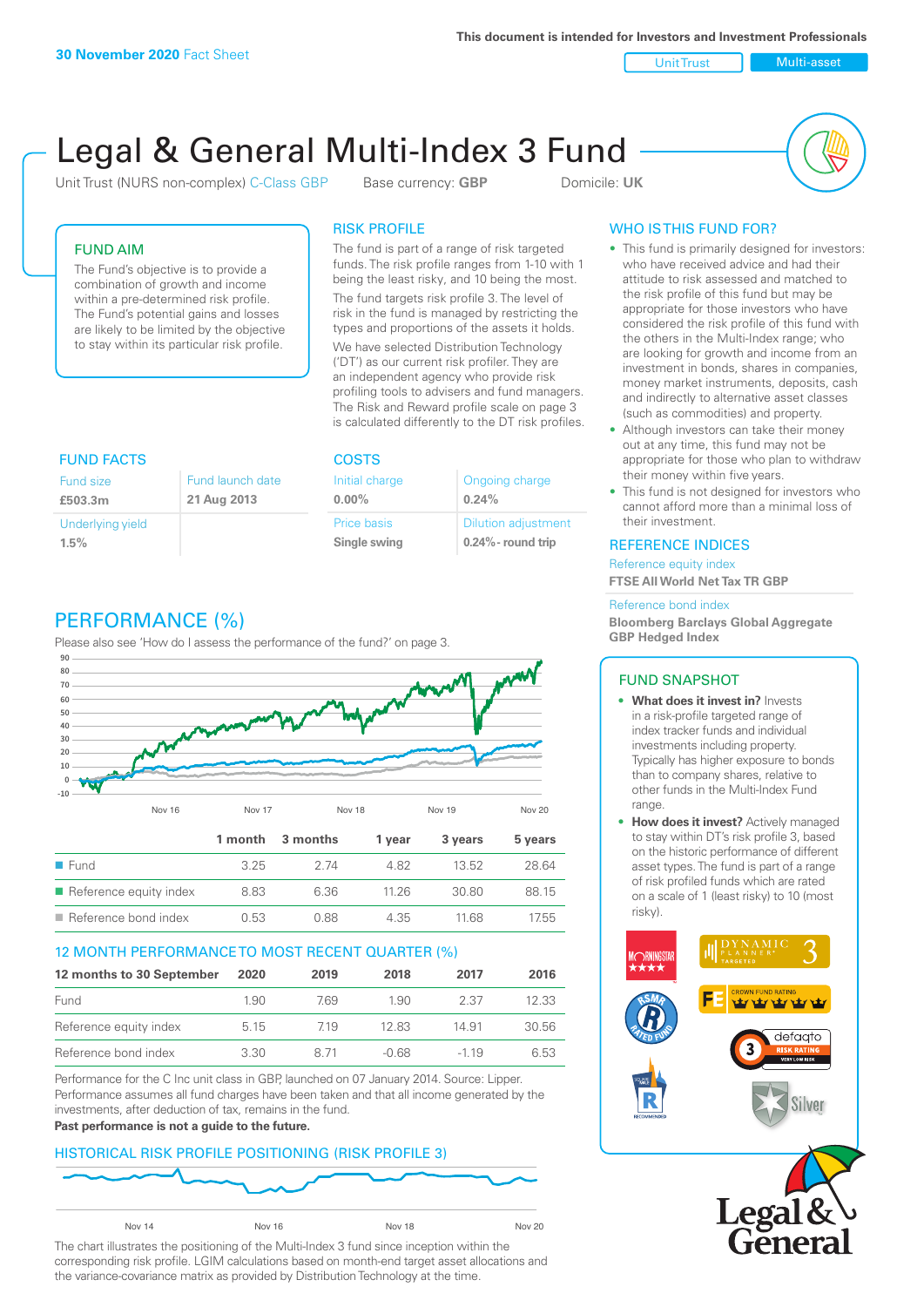This document is intended for Investors and Investment Professionals

**30 November 2020** Fact Sheet

Unit Trust | Multi-asset

# Legal & General Multi-Index 3 Fund

Unit Trust (NURS non-complex) C-Class GBP    Base currency: **GBP**    Domicile: **UK**

## FUND AIM

The Fund's objective is to provide a combination of growth and income within a pre-determined risk profile. The Fund's potential gains and losses are likely to be limited by the objective to stay within its particular risk profile.

## RISK PROFILE

The fund is part of a range of risk targeted funds. The risk profile ranges from 1-10 with 1 being the least risky, and 10 being the most.

The fund targets risk profile 3. The level of risk in the fund is managed by restricting the types and proportions of the assets it holds.

We have selected Distribution Technology ('DT') as our current risk profiler. They are an independent agency who provide risk profiling tools to advisers and fund managers. The Risk and Reward profile scale on page 3 is calculated differently to the DT risk profiles.

## WHO IS THIS FUND FOR?

- This fund is primarily designed for investors: who have received advice and had their attitude to risk assessed and matched to the risk profile of this fund but may be appropriate for those investors who have considered the risk profile of this fund with the others in the Multi-Index range; who are looking for growth and income from an investment in bonds, shares in companies, money market instruments, deposits, cash and indirectly to alternative asset classes (such as commodities) and property.
- Although investors can take their money out at any time, this fund may not be appropriate for those who plan to withdraw their money within five years.
- This fund is not designed for investors who cannot afford more than a minimal loss of their investment.

## FUND FACTS

| Fund size | Fund launch date |
|---|---|
| **£503.3m** | **21 Aug 2013** |
| Underlying yield | |
| **1.5%** | |

## COSTS

| Initial charge | Ongoing charge |
|---|---|
| **0.00%** | **0.24%** |
| Price basis | Dilution adjustment |
| **Single swing** | **0.24%- round trip** |

## REFERENCE INDICES

Reference equity index
**FTSE All World Net Tax TR GBP**

Reference bond index
**Bloomberg Barclays Global Aggregate GBP Hedged Index**

## PERFORMANCE (%)

Please also see 'How do I assess the performance of the fund?' on page 3.

| | 1 month | 3 months | 1 year | 3 years | 5 years |
|---|---|---|---|---|---|
| Fund | 3.25 | 2.74 | 4.82 | 13.52 | 28.64 |
| Reference equity index | 8.83 | 6.36 | 11.26 | 30.80 | 88.15 |
| Reference bond index | 0.53 | 0.88 | 4.35 | 11.68 | 17.55 |

## 12 MONTH PERFORMANCE TO MOST RECENT QUARTER (%)

| 12 months to 30 September | 2020 | 2019 | 2018 | 2017 | 2016 |
|---|---|---|---|---|---|
| Fund | 1.90 | 7.69 | 1.90 | 2.37 | 12.33 |
| Reference equity index | 5.15 | 7.19 | 12.83 | 14.91 | 30.56 |
| Reference bond index | 3.30 | 8.71 | -0.68 | -1.19 | 6.53 |

Performance for the C Inc unit class in GBP, launched on 07 January 2014. Source: Lipper. Performance assumes all fund charges have been taken and that all income generated by the investments, after deduction of tax, remains in the fund.

**Past performance is not a guide to the future.**

## HISTORICAL RISK PROFILE POSITIONING (RISK PROFILE 3)

The chart illustrates the positioning of the Multi-Index 3 fund since inception within the corresponding risk profile. LGIM calculations based on month-end target asset allocations and the variance-covariance matrix as provided by Distribution Technology at the time.

## FUND SNAPSHOT

- **What does it invest in?** Invests in a risk-profile targeted range of index tracker funds and individual investments including property. Typically has higher exposure to bonds than to company shares, relative to other funds in the Multi-Index Fund range.
- **How does it invest?** Actively managed to stay within DT's risk profile 3, based on the historic performance of different asset types. The fund is part of a range of risk profiled funds which are rated on a scale of 1 (least risky) to 10 (most risky).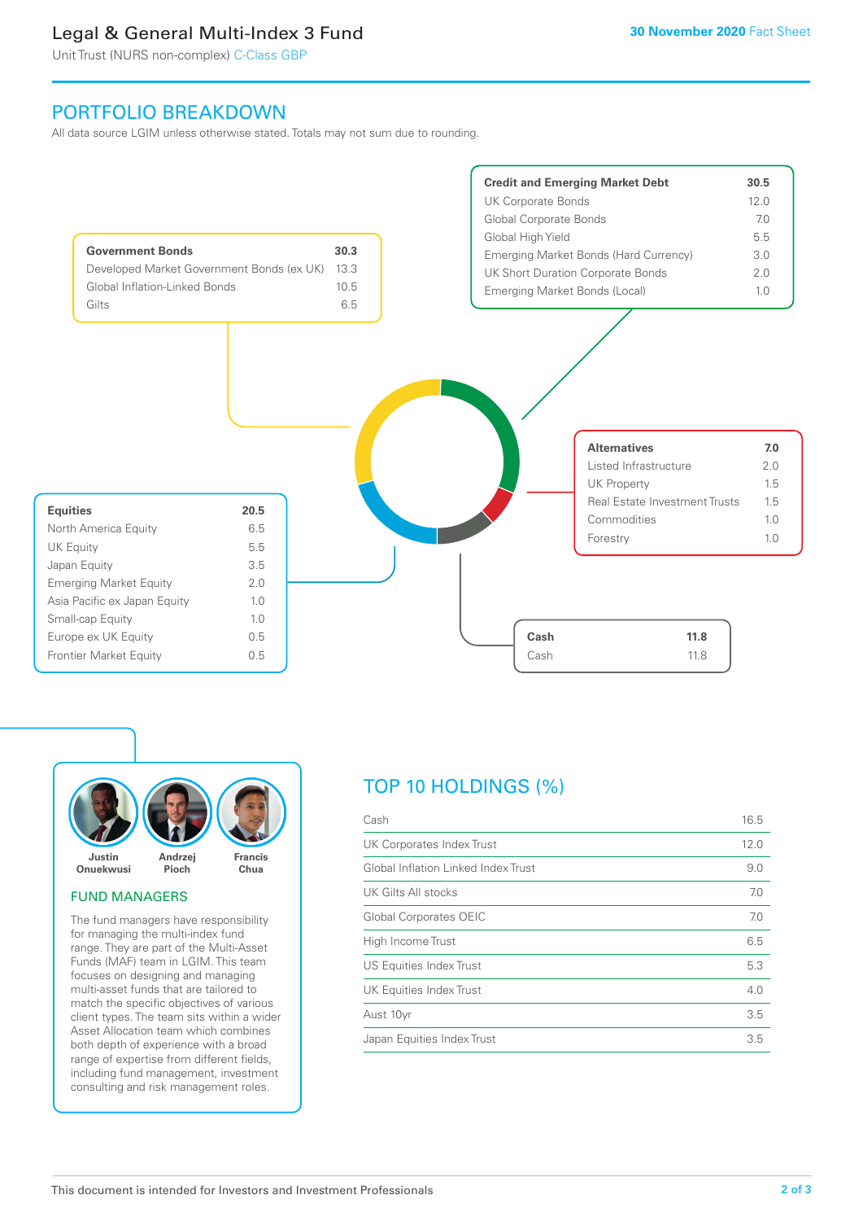# Legal & General Multi-Index 3 Fund

Unit Trust (NURS non-complex) C-Class GBP

**30 November 2020** Fact Sheet

## PORTFOLIO BREAKDOWN

All data source LGIM unless otherwise stated. Totals may not sum due to rounding.

| **Government Bonds** | **30.3** |
|---|---|
| Developed Market Government Bonds (ex UK) | 13.3 |
| Global Inflation-Linked Bonds | 10.5 |
| Gilts | 6.5 |

| **Credit and Emerging Market Debt** | **30.5** |
|---|---|
| UK Corporate Bonds | 12.0 |
| Global Corporate Bonds | 7.0 |
| Global High Yield | 5.5 |
| Emerging Market Bonds (Hard Currency) | 3.0 |
| UK Short Duration Corporate Bonds | 2.0 |
| Emerging Market Bonds (Local) | 1.0 |

| **Alternatives** | **7.0** |
|---|---|
| Listed Infrastructure | 2.0 |
| UK Property | 1.5 |
| Real Estate Investment Trusts | 1.5 |
| Commodities | 1.0 |
| Forestry | 1.0 |

| **Equities** | **20.5** |
|---|---|
| North America Equity | 6.5 |
| UK Equity | 5.5 |
| Japan Equity | 3.5 |
| Emerging Market Equity | 2.0 |
| Asia Pacific ex Japan Equity | 1.0 |
| Small-cap Equity | 1.0 |
| Europe ex UK Equity | 0.5 |
| Frontier Market Equity | 0.5 |

| **Cash** | **11.8** |
|---|---|
| Cash | 11.8 |

Justin Onuekwusi · Andrzej Pioch · Francis Chua

### FUND MANAGERS

The fund managers have responsibility for managing the multi-index fund range. They are part of the Multi-Asset Funds (MAF) team in LGIM. This team focuses on designing and managing multi-asset funds that are tailored to match the specific objectives of various client types. The team sits within a wider Asset Allocation team which combines both depth of experience with a broad range of expertise from different fields, including fund management, investment consulting and risk management roles.

## TOP 10 HOLDINGS (%)

| Holding | % |
|---|---|
| Cash | 16.5 |
| UK Corporates Index Trust | 12.0 |
| Global Inflation Linked Index Trust | 9.0 |
| UK Gilts All stocks | 7.0 |
| Global Corporates OEIC | 7.0 |
| High Income Trust | 6.5 |
| US Equities Index Trust | 5.3 |
| UK Equities Index Trust | 4.0 |
| Aust 10yr | 3.5 |
| Japan Equities Index Trust | 3.5 |

This document is intended for Investors and Investment Professionals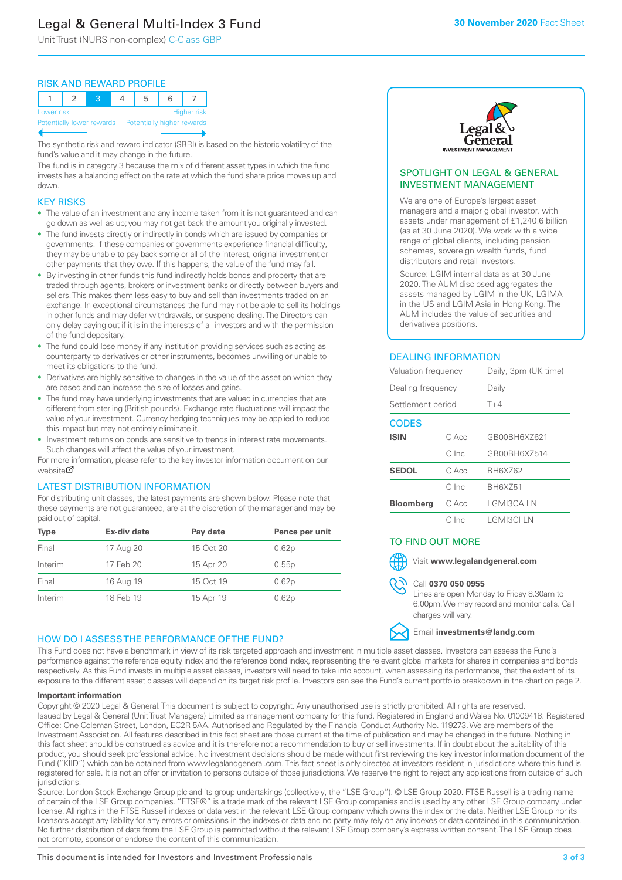# Legal & General Multi-Index 3 Fund

Unit Trust (NURS non-complex) C-Class GBP

30 November 2020 Fact Sheet

## RISK AND REWARD PROFILE

| 1 | 2 | 3 | 4 | 5 | 6 | 7 |
|---|---|---|---|---|---|---|

Lower risk — Higher risk

Potentially lower rewards — Potentially higher rewards

The synthetic risk and reward indicator (SRRI) is based on the historic volatility of the fund's value and it may change in the future.

The fund is in category 3 because the mix of different asset types in which the fund invests has a balancing effect on the rate at which the fund share price moves up and down.

## KEY RISKS

- The value of an investment and any income taken from it is not guaranteed and can go down as well as up; you may not get back the amount you originally invested.
- The fund invests directly or indirectly in bonds which are issued by companies or governments. If these companies or governments experience financial difficulty, they may be unable to pay back some or all of the interest, original investment or other payments that they owe. If this happens, the value of the fund may fall.
- By investing in other funds this fund indirectly holds bonds and property that are traded through agents, brokers or investment banks or directly between buyers and sellers. This makes them less easy to buy and sell than investments traded on an exchange. In exceptional circumstances the fund may not be able to sell its holdings in other funds and may defer withdrawals, or suspend dealing. The Directors can only delay paying out if it is in the interests of all investors and with the permission of the fund depositary.
- The fund could lose money if any institution providing services such as acting as counterparty to derivatives or other instruments, becomes unwilling or unable to meet its obligations to the fund.
- Derivatives are highly sensitive to changes in the value of the asset on which they are based and can increase the size of losses and gains.
- The fund may have underlying investments that are valued in currencies that are different from sterling (British pounds). Exchange rate fluctuations will impact the value of your investment. Currency hedging techniques may be applied to reduce this impact but may not entirely eliminate it.
- Investment returns on bonds are sensitive to trends in interest rate movements. Such changes will affect the value of your investment.

For more information, please refer to the key investor information document on our website

## LATEST DISTRIBUTION INFORMATION

For distributing unit classes, the latest payments are shown below. Please note that these payments are not guaranteed, are at the discretion of the manager and may be paid out of capital.

| Type | Ex-div date | Pay date | Pence per unit |
|---|---|---|---|
| Final | 17 Aug 20 | 15 Oct 20 | 0.62p |
| Interim | 17 Feb 20 | 15 Apr 20 | 0.55p |
| Final | 16 Aug 19 | 15 Oct 19 | 0.62p |
| Interim | 18 Feb 19 | 15 Apr 19 | 0.62p |

## SPOTLIGHT ON LEGAL & GENERAL INVESTMENT MANAGEMENT

We are one of Europe's largest asset managers and a major global investor, with assets under management of £1,240.6 billion (as at 30 June 2020). We work with a wide range of global clients, including pension schemes, sovereign wealth funds, fund distributors and retail investors.

Source: LGIM internal data as at 30 June 2020. The AUM disclosed aggregates the assets managed by LGIM in the UK, LGIMA in the US and LGIM Asia in Hong Kong. The AUM includes the value of securities and derivatives positions.

## DEALING INFORMATION

| | |
|---|---|
| Valuation frequency | Daily, 3pm (UK time) |
| Dealing frequency | Daily |
| Settlement period | T+4 |

## CODES

| | | |
|---|---|---|
| **ISIN** | C Acc | GB00BH6XZ621 |
| | C Inc | GB00BH6XZ514 |
| **SEDOL** | C Acc | BH6XZ62 |
| | C Inc | BH6XZ51 |
| **Bloomberg** | C Acc | LGMI3CA LN |
| | C Inc | LGMI3CI LN |

## TO FIND OUT MORE

Visit **www.legalandgeneral.com**

Call **0370 050 0955**
Lines are open Monday to Friday 8.30am to 6.00pm. We may record and monitor calls. Call charges will vary.

Email **investments@landg.com**

## HOW DO I ASSESS THE PERFORMANCE OF THE FUND?

This Fund does not have a benchmark in view of its risk targeted approach and investment in multiple asset classes. Investors can assess the Fund's performance against the reference equity index and the reference bond index, representing the relevant global markets for shares in companies and bonds respectively. As this Fund invests in multiple asset classes, investors will need to take into account, when assessing its performance, that the extent of its exposure to the different asset classes will depend on its target risk profile. Investors can see the Fund's current portfolio breakdown in the chart on page 2.

### Important information

Copyright © 2020 Legal & General. This document is subject to copyright. Any unauthorised use is strictly prohibited. All rights are reserved.

Issued by Legal & General (Unit Trust Managers) Limited as management company for this fund. Registered in England and Wales No. 01009418. Registered Office: One Coleman Street, London, EC2R 5AA. Authorised and Regulated by the Financial Conduct Authority No. 119273. We are members of the Investment Association. All features described in this fact sheet are those current at the time of publication and may be changed in the future. Nothing in this fact sheet should be construed as advice and it is therefore not a recommendation to buy or sell investments. If in doubt about the suitability of this product, you should seek professional advice. No investment decisions should be made without first reviewing the key investor information document of the Fund ("KIID") which can be obtained from www.legalandgeneral.com. This fact sheet is only directed at investors resident in jurisdictions where this fund is registered for sale. It is not an offer or invitation to persons outside of those jurisdictions. We reserve the right to reject any applications from outside of such jurisdictions.

Source: London Stock Exchange Group plc and its group undertakings (collectively, the "LSE Group"). © LSE Group 2020. FTSE Russell is a trading name of certain of the LSE Group companies. "FTSE®" is a trade mark of the relevant LSE Group companies and is used by any other LSE Group company under license. All rights in the FTSE Russell indexes or data vest in the relevant LSE Group company which owns the index or the data. Neither LSE Group nor its licensors accept any liability for any errors or omissions in the indexes or data and no party may rely on any indexes or data contained in this communication. No further distribution of data from the LSE Group is permitted without the relevant LSE Group company's express written consent. The LSE Group does not promote, sponsor or endorse the content of this communication.

This document is intended for Investors and Investment Professionals